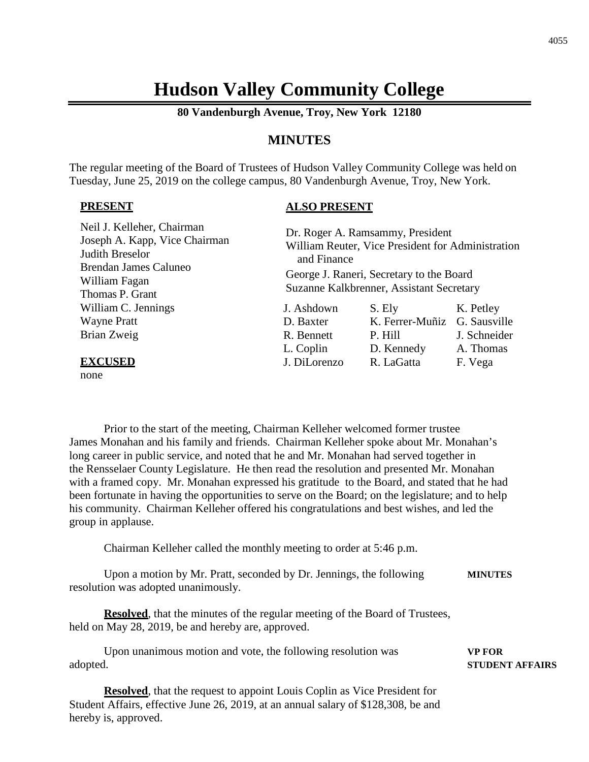# Hudson Valley Community College

**80 Vandenburgh Avenue, Troy, New York 12180**

## MINUTES

The regular meeting of the Board of Trustees of Hudson Valley Community College was held on Tuesday, June 25, 2019 on the college campus, 80 Vandenburgh Avenue, Troy, New York.

**PRESENT**

Neil J. Kelleher, Chairman
Joseph A. Kapp, Vice Chairman
Judith Breselor
Brendan James Caluneo
William Fagan
Thomas P. Grant
William C. Jennings
Wayne Pratt
Brian Zweig

**EXCUSED**

none

**ALSO PRESENT**

Dr. Roger A. Ramsammy, President
William Reuter, Vice President for Administration and Finance
George J. Raneri, Secretary to the Board
Suzanne Kalkbrenner, Assistant Secretary

| | | |
|---|---|---|
| J. Ashdown | S. Ely | K. Petley |
| D. Baxter | K. Ferrer-Muñiz | G. Sausville |
| R. Bennett | P. Hill | J. Schneider |
| L. Coplin | D. Kennedy | A. Thomas |
| J. DiLorenzo | R. LaGatta | F. Vega |

Prior to the start of the meeting, Chairman Kelleher welcomed former trustee James Monahan and his family and friends. Chairman Kelleher spoke about Mr. Monahan's long career in public service, and noted that he and Mr. Monahan had served together in the Rensselaer County Legislature. He then read the resolution and presented Mr. Monahan with a framed copy. Mr. Monahan expressed his gratitude to the Board, and stated that he had been fortunate in having the opportunities to serve on the Board; on the legislature; and to help his community. Chairman Kelleher offered his congratulations and best wishes, and led the group in applause.

Chairman Kelleher called the monthly meeting to order at 5:46 p.m.

**MINUTES**

Upon a motion by Mr. Pratt, seconded by Dr. Jennings, the following resolution was adopted unanimously.

**Resolved**, that the minutes of the regular meeting of the Board of Trustees, held on May 28, 2019, be and hereby are, approved.

**VP FOR STUDENT AFFAIRS**

Upon unanimous motion and vote, the following resolution was adopted.

**Resolved**, that the request to appoint Louis Coplin as Vice President for Student Affairs, effective June 26, 2019, at an annual salary of $128,308, be and hereby is, approved.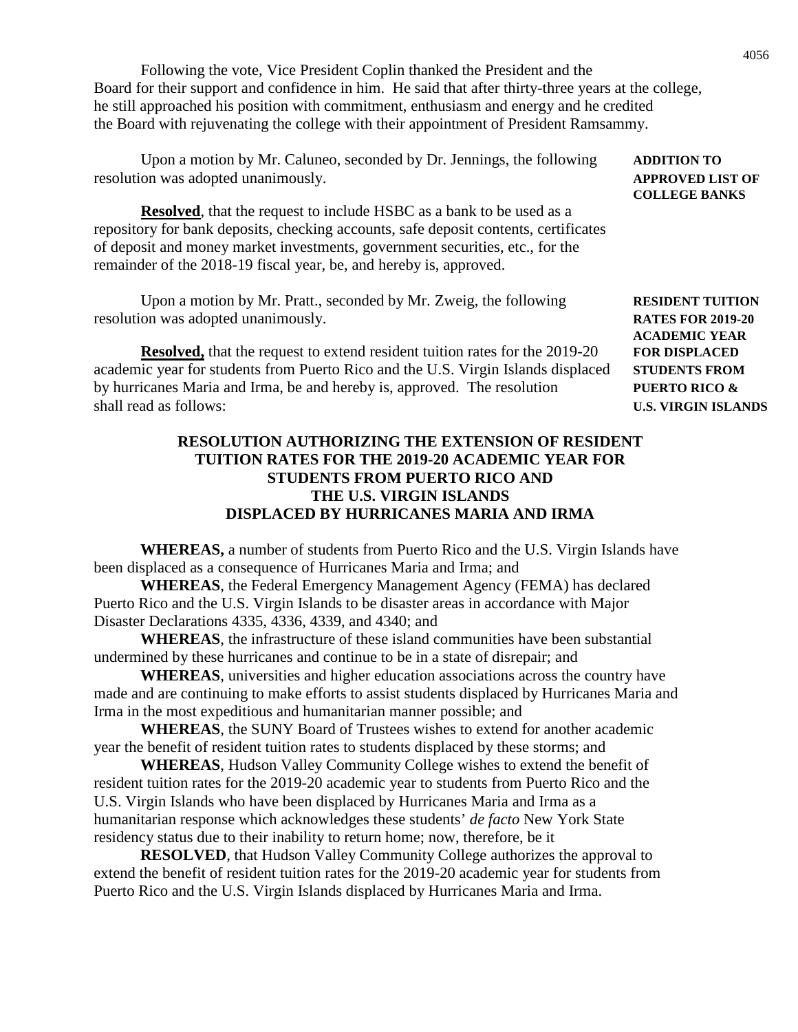Following the vote, Vice President Coplin thanked the President and the Board for their support and confidence in him. He said that after thirty-three years at the college, he still approached his position with commitment, enthusiasm and energy and he credited the Board with rejuvenating the college with their appointment of President Ramsammy.

**ADDITION TO APPROVED LIST OF COLLEGE BANKS**

Upon a motion by Mr. Caluneo, seconded by Dr. Jennings, the following resolution was adopted unanimously.

**Resolved**, that the request to include HSBC as a bank to be used as a repository for bank deposits, checking accounts, safe deposit contents, certificates of deposit and money market investments, government securities, etc., for the remainder of the 2018-19 fiscal year, be, and hereby is, approved.

**RESIDENT TUITION RATES FOR 2019-20 ACADEMIC YEAR FOR DISPLACED STUDENTS FROM PUERTO RICO & U.S. VIRGIN ISLANDS**

Upon a motion by Mr. Pratt., seconded by Mr. Zweig, the following resolution was adopted unanimously.

**Resolved,** that the request to extend resident tuition rates for the 2019-20 academic year for students from Puerto Rico and the U.S. Virgin Islands displaced by hurricanes Maria and Irma, be and hereby is, approved. The resolution shall read as follows:

**RESOLUTION AUTHORIZING THE EXTENSION OF RESIDENT TUITION RATES FOR THE 2019-20 ACADEMIC YEAR FOR STUDENTS FROM PUERTO RICO AND THE U.S. VIRGIN ISLANDS DISPLACED BY HURRICANES MARIA AND IRMA**

**WHEREAS,** a number of students from Puerto Rico and the U.S. Virgin Islands have been displaced as a consequence of Hurricanes Maria and Irma; and

**WHEREAS**, the Federal Emergency Management Agency (FEMA) has declared Puerto Rico and the U.S. Virgin Islands to be disaster areas in accordance with Major Disaster Declarations 4335, 4336, 4339, and 4340; and

**WHEREAS**, the infrastructure of these island communities have been substantial undermined by these hurricanes and continue to be in a state of disrepair; and

**WHEREAS**, universities and higher education associations across the country have made and are continuing to make efforts to assist students displaced by Hurricanes Maria and Irma in the most expeditious and humanitarian manner possible; and

**WHEREAS**, the SUNY Board of Trustees wishes to extend for another academic year the benefit of resident tuition rates to students displaced by these storms; and

**WHEREAS**, Hudson Valley Community College wishes to extend the benefit of resident tuition rates for the 2019-20 academic year to students from Puerto Rico and the U.S. Virgin Islands who have been displaced by Hurricanes Maria and Irma as a humanitarian response which acknowledges these students' *de facto* New York State residency status due to their inability to return home; now, therefore, be it

**RESOLVED**, that Hudson Valley Community College authorizes the approval to extend the benefit of resident tuition rates for the 2019-20 academic year for students from Puerto Rico and the U.S. Virgin Islands displaced by Hurricanes Maria and Irma.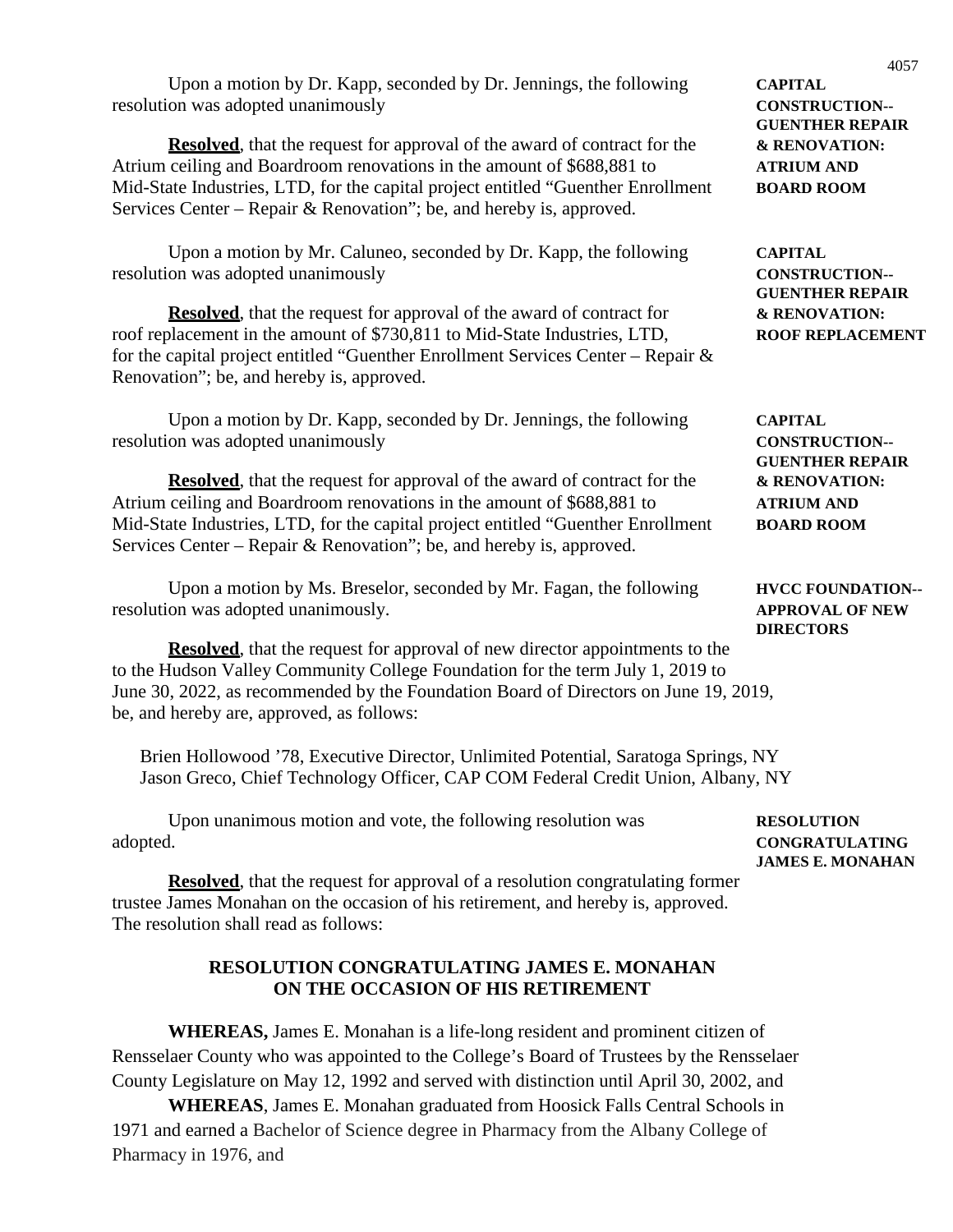Upon a motion by Dr. Kapp, seconded by Dr. Jennings, the following resolution was adopted unanimously

**CAPITAL CONSTRUCTION--GUENTHER REPAIR & RENOVATION: ATRIUM AND BOARD ROOM**

**Resolved**, that the request for approval of the award of contract for the Atrium ceiling and Boardroom renovations in the amount of $688,881 to Mid-State Industries, LTD, for the capital project entitled "Guenther Enrollment Services Center – Repair & Renovation"; be, and hereby is, approved.

Upon a motion by Mr. Caluneo, seconded by Dr. Kapp, the following resolution was adopted unanimously

**CAPITAL CONSTRUCTION--GUENTHER REPAIR & RENOVATION: ROOF REPLACEMENT**

**Resolved**, that the request for approval of the award of contract for roof replacement in the amount of $730,811 to Mid-State Industries, LTD, for the capital project entitled "Guenther Enrollment Services Center – Repair & Renovation"; be, and hereby is, approved.

Upon a motion by Dr. Kapp, seconded by Dr. Jennings, the following resolution was adopted unanimously

**CAPITAL CONSTRUCTION--GUENTHER REPAIR & RENOVATION: ATRIUM AND BOARD ROOM**

**Resolved**, that the request for approval of the award of contract for the Atrium ceiling and Boardroom renovations in the amount of $688,881 to Mid-State Industries, LTD, for the capital project entitled "Guenther Enrollment Services Center – Repair & Renovation"; be, and hereby is, approved.

Upon a motion by Ms. Breselor, seconded by Mr. Fagan, the following resolution was adopted unanimously.

**HVCC FOUNDATION--APPROVAL OF NEW DIRECTORS**

**Resolved**, that the request for approval of new director appointments to the to the Hudson Valley Community College Foundation for the term July 1, 2019 to June 30, 2022, as recommended by the Foundation Board of Directors on June 19, 2019, be, and hereby are, approved, as follows:

Brien Hollowood '78, Executive Director, Unlimited Potential, Saratoga Springs, NY
Jason Greco, Chief Technology Officer, CAP COM Federal Credit Union, Albany, NY

Upon unanimous motion and vote, the following resolution was adopted.

**RESOLUTION CONGRATULATING JAMES E. MONAHAN**

**Resolved**, that the request for approval of a resolution congratulating former trustee James Monahan on the occasion of his retirement, and hereby is, approved. The resolution shall read as follows:

**RESOLUTION CONGRATULATING JAMES E. MONAHAN ON THE OCCASION OF HIS RETIREMENT**

**WHEREAS,** James E. Monahan is a life-long resident and prominent citizen of Rensselaer County who was appointed to the College's Board of Trustees by the Rensselaer County Legislature on May 12, 1992 and served with distinction until April 30, 2002, and

**WHEREAS**, James E. Monahan graduated from Hoosick Falls Central Schools in 1971 and earned a Bachelor of Science degree in Pharmacy from the Albany College of Pharmacy in 1976, and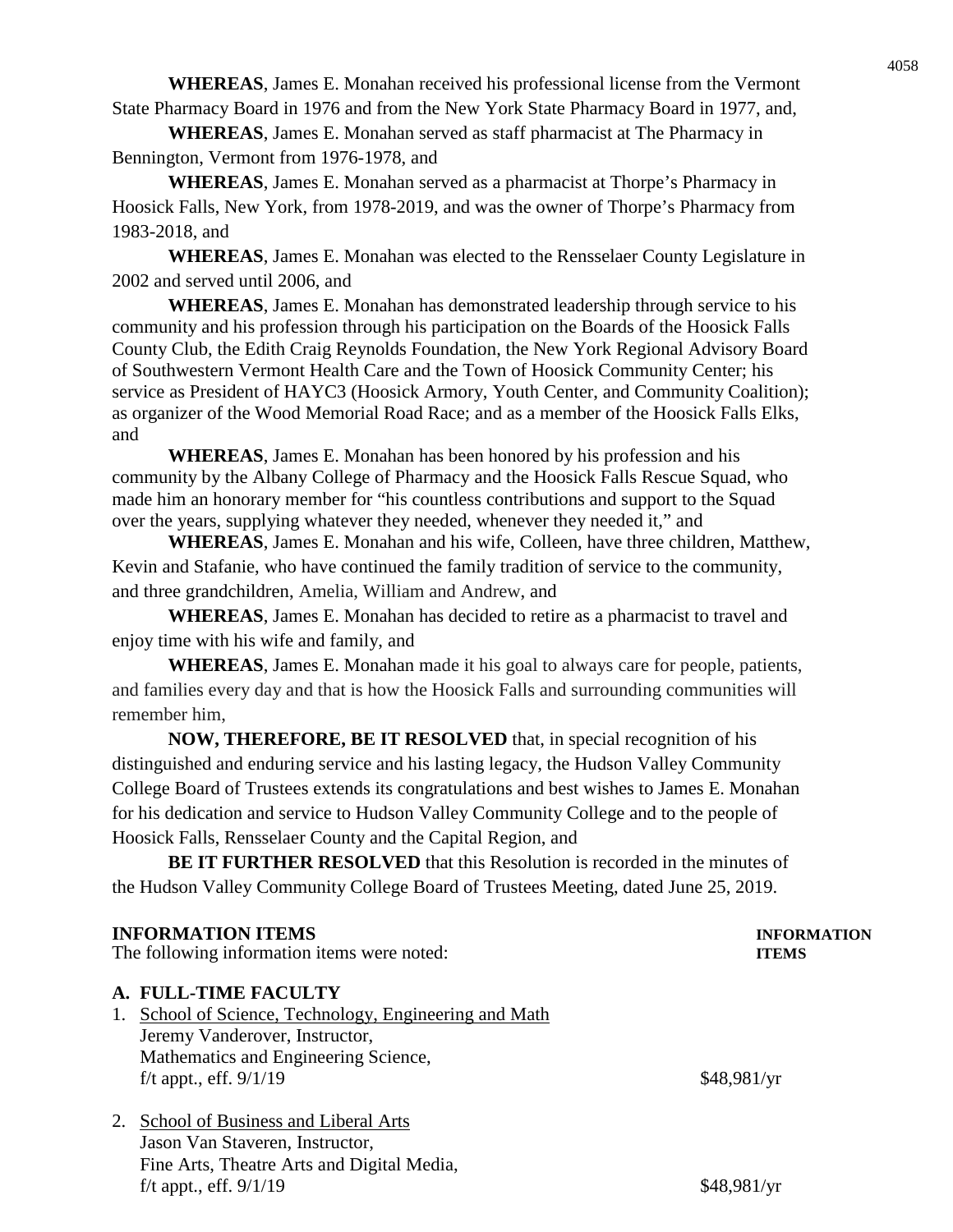**WHEREAS**, James E. Monahan received his professional license from the Vermont State Pharmacy Board in 1976 and from the New York State Pharmacy Board in 1977, and,

**WHEREAS**, James E. Monahan served as staff pharmacist at The Pharmacy in Bennington, Vermont from 1976-1978, and

**WHEREAS**, James E. Monahan served as a pharmacist at Thorpe's Pharmacy in Hoosick Falls, New York, from 1978-2019, and was the owner of Thorpe's Pharmacy from 1983-2018, and

**WHEREAS**, James E. Monahan was elected to the Rensselaer County Legislature in 2002 and served until 2006, and

**WHEREAS**, James E. Monahan has demonstrated leadership through service to his community and his profession through his participation on the Boards of the Hoosick Falls County Club, the Edith Craig Reynolds Foundation, the New York Regional Advisory Board of Southwestern Vermont Health Care and the Town of Hoosick Community Center; his service as President of HAYC3 (Hoosick Armory, Youth Center, and Community Coalition); as organizer of the Wood Memorial Road Race; and as a member of the Hoosick Falls Elks, and

**WHEREAS**, James E. Monahan has been honored by his profession and his community by the Albany College of Pharmacy and the Hoosick Falls Rescue Squad, who made him an honorary member for "his countless contributions and support to the Squad over the years, supplying whatever they needed, whenever they needed it," and

**WHEREAS**, James E. Monahan and his wife, Colleen, have three children, Matthew, Kevin and Stafanie, who have continued the family tradition of service to the community, and three grandchildren, Amelia, William and Andrew, and

**WHEREAS**, James E. Monahan has decided to retire as a pharmacist to travel and enjoy time with his wife and family, and

**WHEREAS**, James E. Monahan made it his goal to always care for people, patients, and families every day and that is how the Hoosick Falls and surrounding communities will remember him,

**NOW, THEREFORE, BE IT RESOLVED** that, in special recognition of his distinguished and enduring service and his lasting legacy, the Hudson Valley Community College Board of Trustees extends its congratulations and best wishes to James E. Monahan for his dedication and service to Hudson Valley Community College and to the people of Hoosick Falls, Rensselaer County and the Capital Region, and

**BE IT FURTHER RESOLVED** that this Resolution is recorded in the minutes of the Hudson Valley Community College Board of Trustees Meeting, dated June 25, 2019.

**INFORMATION ITEMS** **INFORMATION ITEMS**

The following information items were noted:

**A. FULL-TIME FACULTY**

1. School of Science, Technology, Engineering and Math
   Jeremy Vanderover, Instructor,
   Mathematics and Engineering Science,
   f/t appt., eff. 9/1/19 — $48,981/yr

2. School of Business and Liberal Arts
   Jason Van Staveren, Instructor,
   Fine Arts, Theatre Arts and Digital Media,
   f/t appt., eff. 9/1/19 — $48,981/yr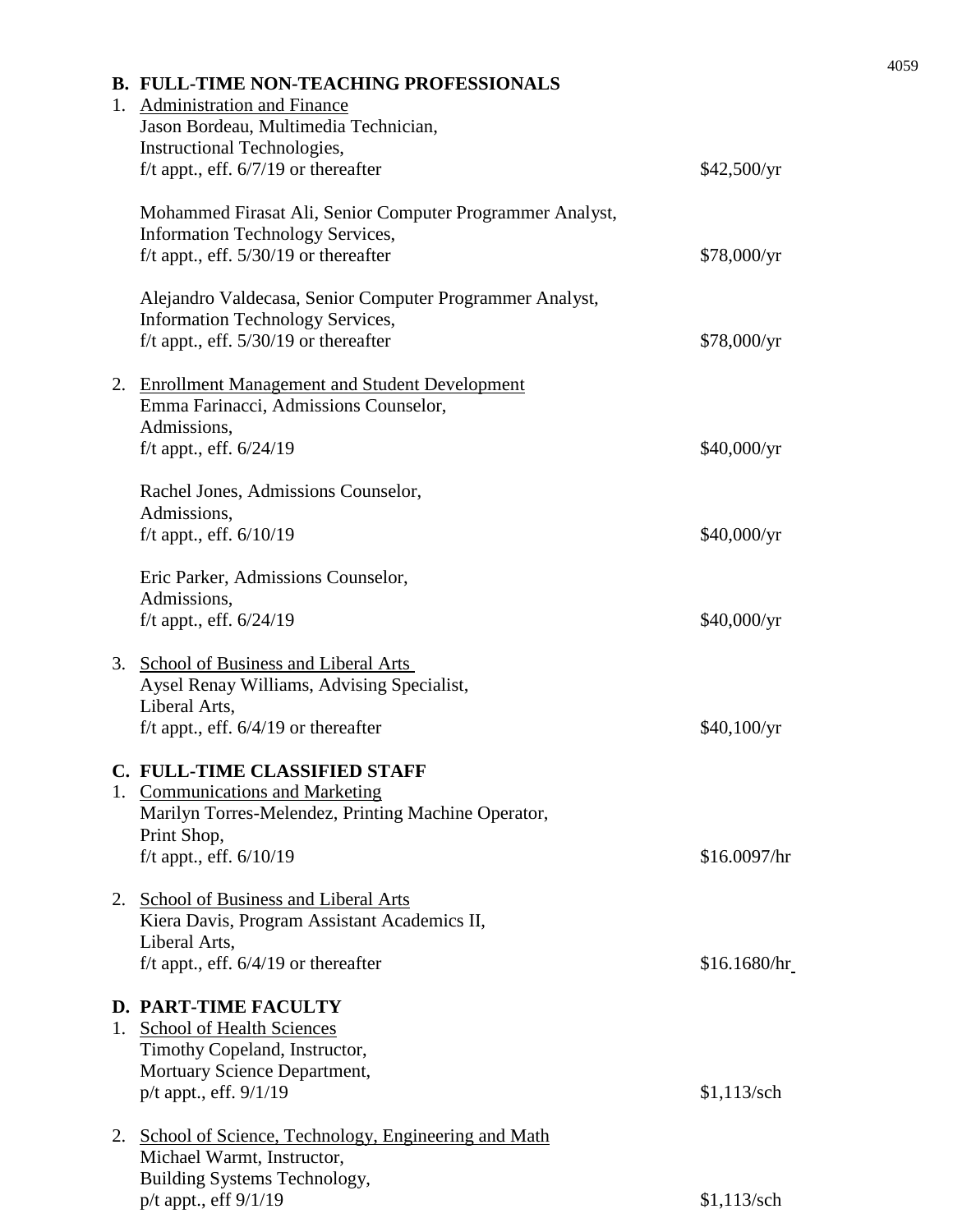**B. FULL-TIME NON-TEACHING PROFESSIONALS**

1. Administration and Finance

   Jason Bordeau, Multimedia Technician,
   Instructional Technologies,
   f/t appt., eff. 6/7/19 or thereafter — $42,500/yr

   Mohammed Firasat Ali, Senior Computer Programmer Analyst,
   Information Technology Services,
   f/t appt., eff. 5/30/19 or thereafter — $78,000/yr

   Alejandro Valdecasa, Senior Computer Programmer Analyst,
   Information Technology Services,
   f/t appt., eff. 5/30/19 or thereafter — $78,000/yr

2. Enrollment Management and Student Development

   Emma Farinacci, Admissions Counselor,
   Admissions,
   f/t appt., eff. 6/24/19 — $40,000/yr

   Rachel Jones, Admissions Counselor,
   Admissions,
   f/t appt., eff. 6/10/19 — $40,000/yr

   Eric Parker, Admissions Counselor,
   Admissions,
   f/t appt., eff. 6/24/19 — $40,000/yr

3. School of Business and Liberal Arts

   Aysel Renay Williams, Advising Specialist,
   Liberal Arts,
   f/t appt., eff. 6/4/19 or thereafter — $40,100/yr

**C. FULL-TIME CLASSIFIED STAFF**

1. Communications and Marketing

   Marilyn Torres-Melendez, Printing Machine Operator,
   Print Shop,
   f/t appt., eff. 6/10/19 — $16.0097/hr

2. School of Business and Liberal Arts

   Kiera Davis, Program Assistant Academics II,
   Liberal Arts,
   f/t appt., eff. 6/4/19 or thereafter — $16.1680/hr

**D. PART-TIME FACULTY**

1. School of Health Sciences

   Timothy Copeland, Instructor,
   Mortuary Science Department,
   p/t appt., eff. 9/1/19 — $1,113/sch

2. School of Science, Technology, Engineering and Math

   Michael Warmt, Instructor,
   Building Systems Technology,
   p/t appt., eff 9/1/19 — $1,113/sch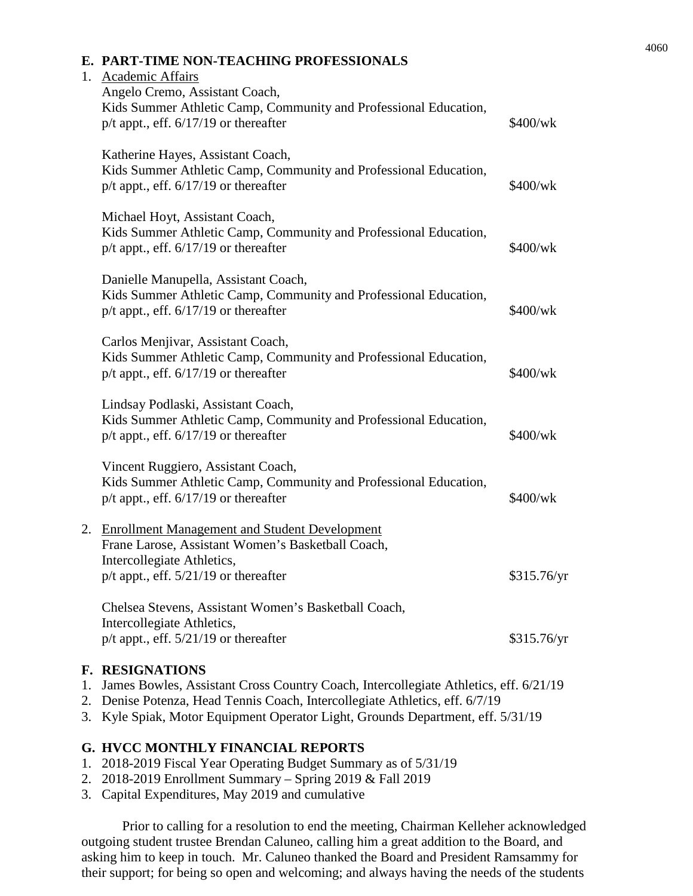## E. PART-TIME NON-TEACHING PROFESSIONALS

1. Academic Affairs

   Angelo Cremo, Assistant Coach,
   Kids Summer Athletic Camp, Community and Professional Education,
   p/t appt., eff. 6/17/19 or thereafter — $400/wk

   Katherine Hayes, Assistant Coach,
   Kids Summer Athletic Camp, Community and Professional Education,
   p/t appt., eff. 6/17/19 or thereafter — $400/wk

   Michael Hoyt, Assistant Coach,
   Kids Summer Athletic Camp, Community and Professional Education,
   p/t appt., eff. 6/17/19 or thereafter — $400/wk

   Danielle Manupella, Assistant Coach,
   Kids Summer Athletic Camp, Community and Professional Education,
   p/t appt., eff. 6/17/19 or thereafter — $400/wk

   Carlos Menjivar, Assistant Coach,
   Kids Summer Athletic Camp, Community and Professional Education,
   p/t appt., eff. 6/17/19 or thereafter — $400/wk

   Lindsay Podlaski, Assistant Coach,
   Kids Summer Athletic Camp, Community and Professional Education,
   p/t appt., eff. 6/17/19 or thereafter — $400/wk

   Vincent Ruggiero, Assistant Coach,
   Kids Summer Athletic Camp, Community and Professional Education,
   p/t appt., eff. 6/17/19 or thereafter — $400/wk

2. Enrollment Management and Student Development

   Frane Larose, Assistant Women's Basketball Coach,
   Intercollegiate Athletics,
   p/t appt., eff. 5/21/19 or thereafter — $315.76/yr

   Chelsea Stevens, Assistant Women's Basketball Coach,
   Intercollegiate Athletics,
   p/t appt., eff. 5/21/19 or thereafter — $315.76/yr

## F. RESIGNATIONS

1. James Bowles, Assistant Cross Country Coach, Intercollegiate Athletics, eff. 6/21/19
2. Denise Potenza, Head Tennis Coach, Intercollegiate Athletics, eff. 6/7/19
3. Kyle Spiak, Motor Equipment Operator Light, Grounds Department, eff. 5/31/19

## G. HVCC MONTHLY FINANCIAL REPORTS

1. 2018-2019 Fiscal Year Operating Budget Summary as of 5/31/19
2. 2018-2019 Enrollment Summary – Spring 2019 & Fall 2019
3. Capital Expenditures, May 2019 and cumulative

Prior to calling for a resolution to end the meeting, Chairman Kelleher acknowledged outgoing student trustee Brendan Caluneo, calling him a great addition to the Board, and asking him to keep in touch. Mr. Caluneo thanked the Board and President Ramsammy for their support; for being so open and welcoming; and always having the needs of the students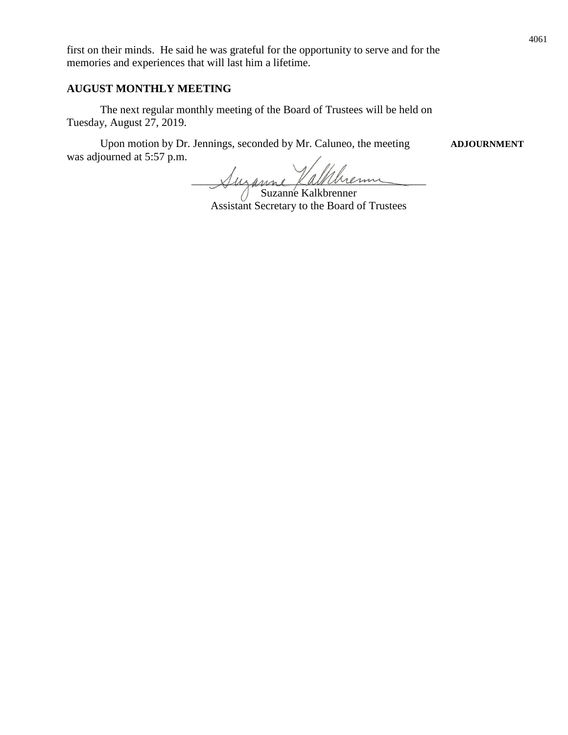first on their minds. He said he was grateful for the opportunity to serve and for the memories and experiences that will last him a lifetime.

## AUGUST MONTHLY MEETING

The next regular monthly meeting of the Board of Trustees will be held on Tuesday, August 27, 2019.

**ADJOURNMENT**

Upon motion by Dr. Jennings, seconded by Mr. Caluneo, the meeting was adjourned at 5:57 p.m.

Suzanne Kalkbrenner
Assistant Secretary to the Board of Trustees